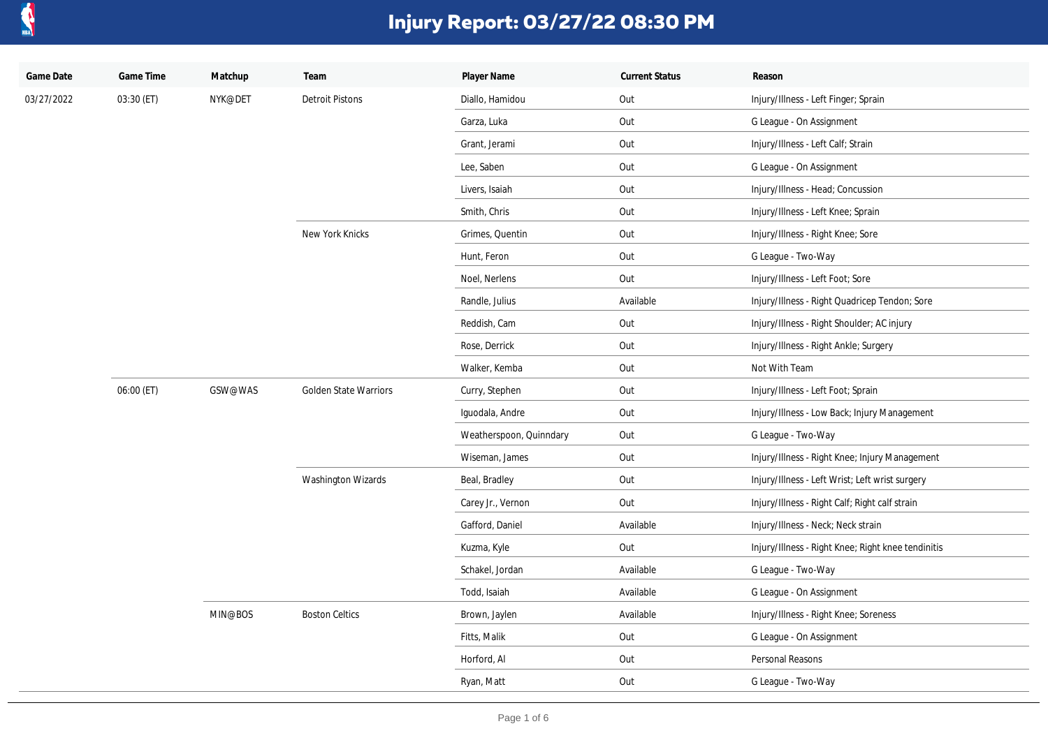# Injury Report: 03/27/22 08:30 PM

| Game Date | Game Time | Matchup | Team | Player Name | Current Status | Reason |
|---|---|---|---|---|---|---|
| 03/27/2022 | 03:30 (ET) | NYK@DET | Detroit Pistons | Diallo, Hamidou | Out | Injury/Illness - Left Finger; Sprain |
| | | | | Garza, Luka | Out | G League - On Assignment |
| | | | | Grant, Jerami | Out | Injury/Illness - Left Calf; Strain |
| | | | | Lee, Saben | Out | G League - On Assignment |
| | | | | Livers, Isaiah | Out | Injury/Illness - Head; Concussion |
| | | | | Smith, Chris | Out | Injury/Illness - Left Knee; Sprain |
| | | | New York Knicks | Grimes, Quentin | Out | Injury/Illness - Right Knee; Sore |
| | | | | Hunt, Feron | Out | G League - Two-Way |
| | | | | Noel, Nerlens | Out | Injury/Illness - Left Foot; Sore |
| | | | | Randle, Julius | Available | Injury/Illness - Right Quadricep Tendon; Sore |
| | | | | Reddish, Cam | Out | Injury/Illness - Right Shoulder; AC injury |
| | | | | Rose, Derrick | Out | Injury/Illness - Right Ankle; Surgery |
| | | | | Walker, Kemba | Out | Not With Team |
| | 06:00 (ET) | GSW@WAS | Golden State Warriors | Curry, Stephen | Out | Injury/Illness - Left Foot; Sprain |
| | | | | Iguodala, Andre | Out | Injury/Illness - Low Back; Injury Management |
| | | | | Weatherspoon, Quinndary | Out | G League - Two-Way |
| | | | | Wiseman, James | Out | Injury/Illness - Right Knee; Injury Management |
| | | | Washington Wizards | Beal, Bradley | Out | Injury/Illness - Left Wrist; Left wrist surgery |
| | | | | Carey Jr., Vernon | Out | Injury/Illness - Right Calf; Right calf strain |
| | | | | Gafford, Daniel | Available | Injury/Illness - Neck; Neck strain |
| | | | | Kuzma, Kyle | Out | Injury/Illness - Right Knee; Right knee tendinitis |
| | | | | Schakel, Jordan | Available | G League - Two-Way |
| | | | | Todd, Isaiah | Available | G League - On Assignment |
| | | MIN@BOS | Boston Celtics | Brown, Jaylen | Available | Injury/Illness - Right Knee; Soreness |
| | | | | Fitts, Malik | Out | G League - On Assignment |
| | | | | Horford, Al | Out | Personal Reasons |
| | | | | Ryan, Matt | Out | G League - Two-Way |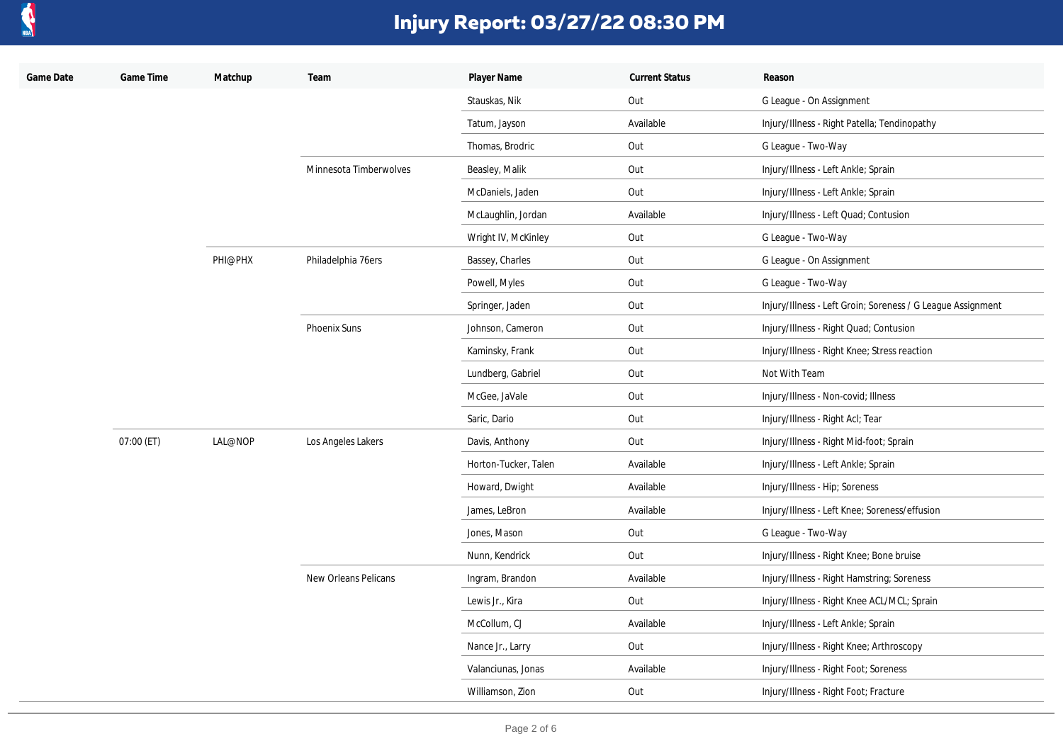# Injury Report: 03/27/22 08:30 PM

| Game Date | Game Time | Matchup | Team | Player Name | Current Status | Reason |
|---|---|---|---|---|---|---|
| | | | | Stauskas, Nik | Out | G League - On Assignment |
| | | | | Tatum, Jayson | Available | Injury/Illness - Right Patella; Tendinopathy |
| | | | | Thomas, Brodric | Out | G League - Two-Way |
| | | | Minnesota Timberwolves | Beasley, Malik | Out | Injury/Illness - Left Ankle; Sprain |
| | | | | McDaniels, Jaden | Out | Injury/Illness - Left Ankle; Sprain |
| | | | | McLaughlin, Jordan | Available | Injury/Illness - Left Quad; Contusion |
| | | | | Wright IV, McKinley | Out | G League - Two-Way |
| | | PHI@PHX | Philadelphia 76ers | Bassey, Charles | Out | G League - On Assignment |
| | | | | Powell, Myles | Out | G League - Two-Way |
| | | | | Springer, Jaden | Out | Injury/Illness - Left Groin; Soreness / G League Assignment |
| | | | Phoenix Suns | Johnson, Cameron | Out | Injury/Illness - Right Quad; Contusion |
| | | | | Kaminsky, Frank | Out | Injury/Illness - Right Knee; Stress reaction |
| | | | | Lundberg, Gabriel | Out | Not With Team |
| | | | | McGee, JaVale | Out | Injury/Illness - Non-covid; Illness |
| | | | | Saric, Dario | Out | Injury/Illness - Right Acl; Tear |
| | 07:00 (ET) | LAL@NOP | Los Angeles Lakers | Davis, Anthony | Out | Injury/Illness - Right Mid-foot; Sprain |
| | | | | Horton-Tucker, Talen | Available | Injury/Illness - Left Ankle; Sprain |
| | | | | Howard, Dwight | Available | Injury/Illness - Hip; Soreness |
| | | | | James, LeBron | Available | Injury/Illness - Left Knee; Soreness/effusion |
| | | | | Jones, Mason | Out | G League - Two-Way |
| | | | | Nunn, Kendrick | Out | Injury/Illness - Right Knee; Bone bruise |
| | | | New Orleans Pelicans | Ingram, Brandon | Available | Injury/Illness - Right Hamstring; Soreness |
| | | | | Lewis Jr., Kira | Out | Injury/Illness - Right Knee ACL/MCL; Sprain |
| | | | | McCollum, CJ | Available | Injury/Illness - Left Ankle; Sprain |
| | | | | Nance Jr., Larry | Out | Injury/Illness - Right Knee; Arthroscopy |
| | | | | Valanciunas, Jonas | Available | Injury/Illness - Right Foot; Soreness |
| | | | | Williamson, Zion | Out | Injury/Illness - Right Foot; Fracture |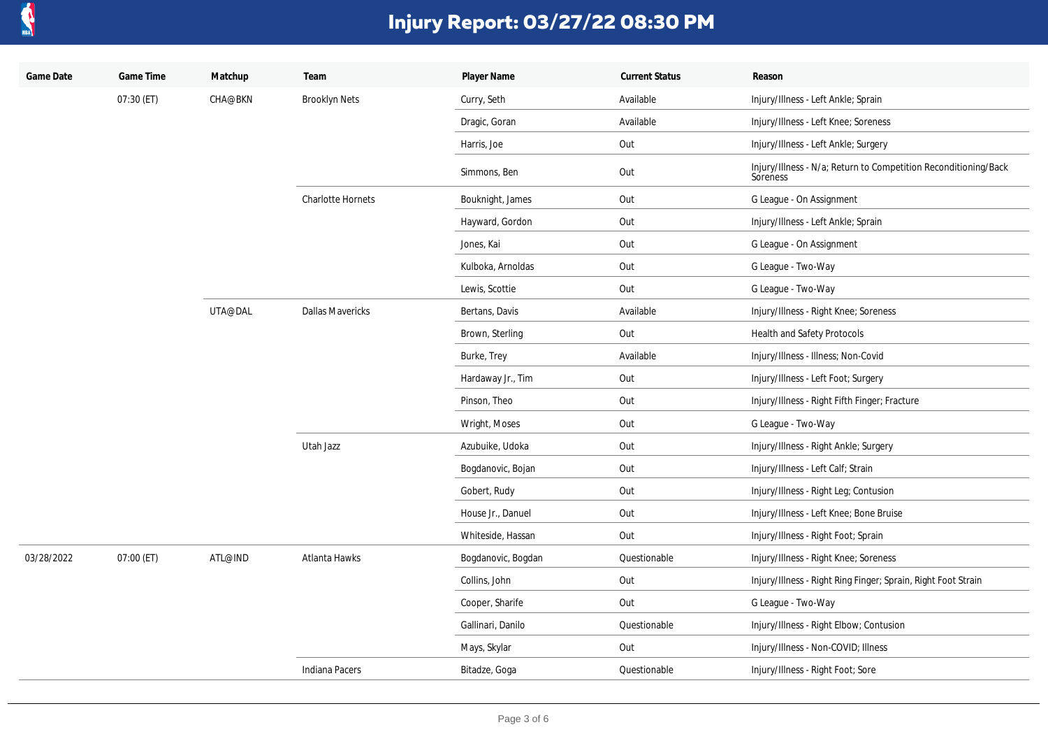# Injury Report: 03/27/22 08:30 PM

| Game Date | Game Time | Matchup | Team | Player Name | Current Status | Reason |
|---|---|---|---|---|---|---|
| | 07:30 (ET) | CHA@BKN | Brooklyn Nets | Curry, Seth | Available | Injury/Illness - Left Ankle; Sprain |
| | | | | Dragic, Goran | Available | Injury/Illness - Left Knee; Soreness |
| | | | | Harris, Joe | Out | Injury/Illness - Left Ankle; Surgery |
| | | | | Simmons, Ben | Out | Injury/Illness - N/a; Return to Competition Reconditioning/Back Soreness |
| | | | Charlotte Hornets | Bouknight, James | Out | G League - On Assignment |
| | | | | Hayward, Gordon | Out | Injury/Illness - Left Ankle; Sprain |
| | | | | Jones, Kai | Out | G League - On Assignment |
| | | | | Kulboka, Arnoldas | Out | G League - Two-Way |
| | | | | Lewis, Scottie | Out | G League - Two-Way |
| | | UTA@DAL | Dallas Mavericks | Bertans, Davis | Available | Injury/Illness - Right Knee; Soreness |
| | | | | Brown, Sterling | Out | Health and Safety Protocols |
| | | | | Burke, Trey | Available | Injury/Illness - Illness; Non-Covid |
| | | | | Hardaway Jr., Tim | Out | Injury/Illness - Left Foot; Surgery |
| | | | | Pinson, Theo | Out | Injury/Illness - Right Fifth Finger; Fracture |
| | | | | Wright, Moses | Out | G League - Two-Way |
| | | | Utah Jazz | Azubuike, Udoka | Out | Injury/Illness - Right Ankle; Surgery |
| | | | | Bogdanovic, Bojan | Out | Injury/Illness - Left Calf; Strain |
| | | | | Gobert, Rudy | Out | Injury/Illness - Right Leg; Contusion |
| | | | | House Jr., Danuel | Out | Injury/Illness - Left Knee; Bone Bruise |
| | | | | Whiteside, Hassan | Out | Injury/Illness - Right Foot; Sprain |
| 03/28/2022 | 07:00 (ET) | ATL@IND | Atlanta Hawks | Bogdanovic, Bogdan | Questionable | Injury/Illness - Right Knee; Soreness |
| | | | | Collins, John | Out | Injury/Illness - Right Ring Finger; Sprain, Right Foot Strain |
| | | | | Cooper, Sharife | Out | G League - Two-Way |
| | | | | Gallinari, Danilo | Questionable | Injury/Illness - Right Elbow; Contusion |
| | | | | Mays, Skylar | Out | Injury/Illness - Non-COVID; Illness |
| | | | Indiana Pacers | Bitadze, Goga | Questionable | Injury/Illness - Right Foot; Sore |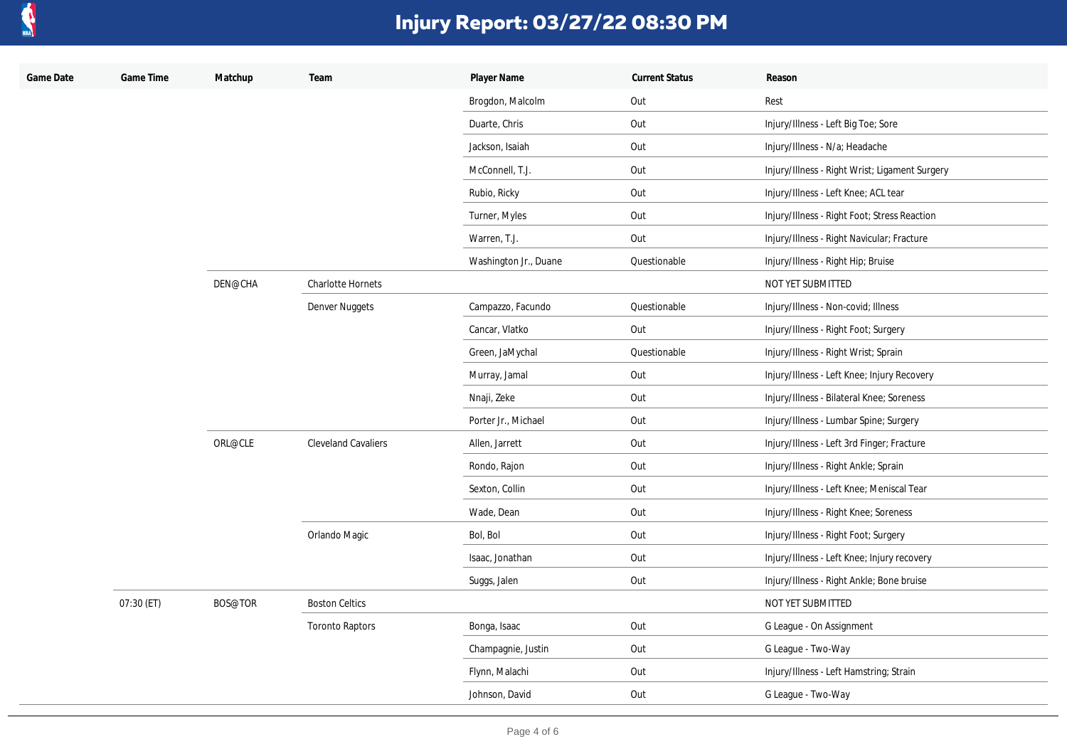# Injury Report: 03/27/22 08:30 PM

| Game Date | Game Time | Matchup | Team | Player Name | Current Status | Reason |
|---|---|---|---|---|---|---|
| | | | | Brogdon, Malcolm | Out | Rest |
| | | | | Duarte, Chris | Out | Injury/Illness - Left Big Toe; Sore |
| | | | | Jackson, Isaiah | Out | Injury/Illness - N/a; Headache |
| | | | | McConnell, T.J. | Out | Injury/Illness - Right Wrist; Ligament Surgery |
| | | | | Rubio, Ricky | Out | Injury/Illness - Left Knee; ACL tear |
| | | | | Turner, Myles | Out | Injury/Illness - Right Foot; Stress Reaction |
| | | | | Warren, T.J. | Out | Injury/Illness - Right Navicular; Fracture |
| | | | | Washington Jr., Duane | Questionable | Injury/Illness - Right Hip; Bruise |
| | | DEN@CHA | Charlotte Hornets | | | NOT YET SUBMITTED |
| | | | Denver Nuggets | Campazzo, Facundo | Questionable | Injury/Illness - Non-covid; Illness |
| | | | | Cancar, Vlatko | Out | Injury/Illness - Right Foot; Surgery |
| | | | | Green, JaMychal | Questionable | Injury/Illness - Right Wrist; Sprain |
| | | | | Murray, Jamal | Out | Injury/Illness - Left Knee; Injury Recovery |
| | | | | Nnaji, Zeke | Out | Injury/Illness - Bilateral Knee; Soreness |
| | | | | Porter Jr., Michael | Out | Injury/Illness - Lumbar Spine; Surgery |
| | | ORL@CLE | Cleveland Cavaliers | Allen, Jarrett | Out | Injury/Illness - Left 3rd Finger; Fracture |
| | | | | Rondo, Rajon | Out | Injury/Illness - Right Ankle; Sprain |
| | | | | Sexton, Collin | Out | Injury/Illness - Left Knee; Meniscal Tear |
| | | | | Wade, Dean | Out | Injury/Illness - Right Knee; Soreness |
| | | | Orlando Magic | Bol, Bol | Out | Injury/Illness - Right Foot; Surgery |
| | | | | Isaac, Jonathan | Out | Injury/Illness - Left Knee; Injury recovery |
| | | | | Suggs, Jalen | Out | Injury/Illness - Right Ankle; Bone bruise |
| | 07:30 (ET) | BOS@TOR | Boston Celtics | | | NOT YET SUBMITTED |
| | | | Toronto Raptors | Bonga, Isaac | Out | G League - On Assignment |
| | | | | Champagnie, Justin | Out | G League - Two-Way |
| | | | | Flynn, Malachi | Out | Injury/Illness - Left Hamstring; Strain |
| | | | | Johnson, David | Out | G League - Two-Way |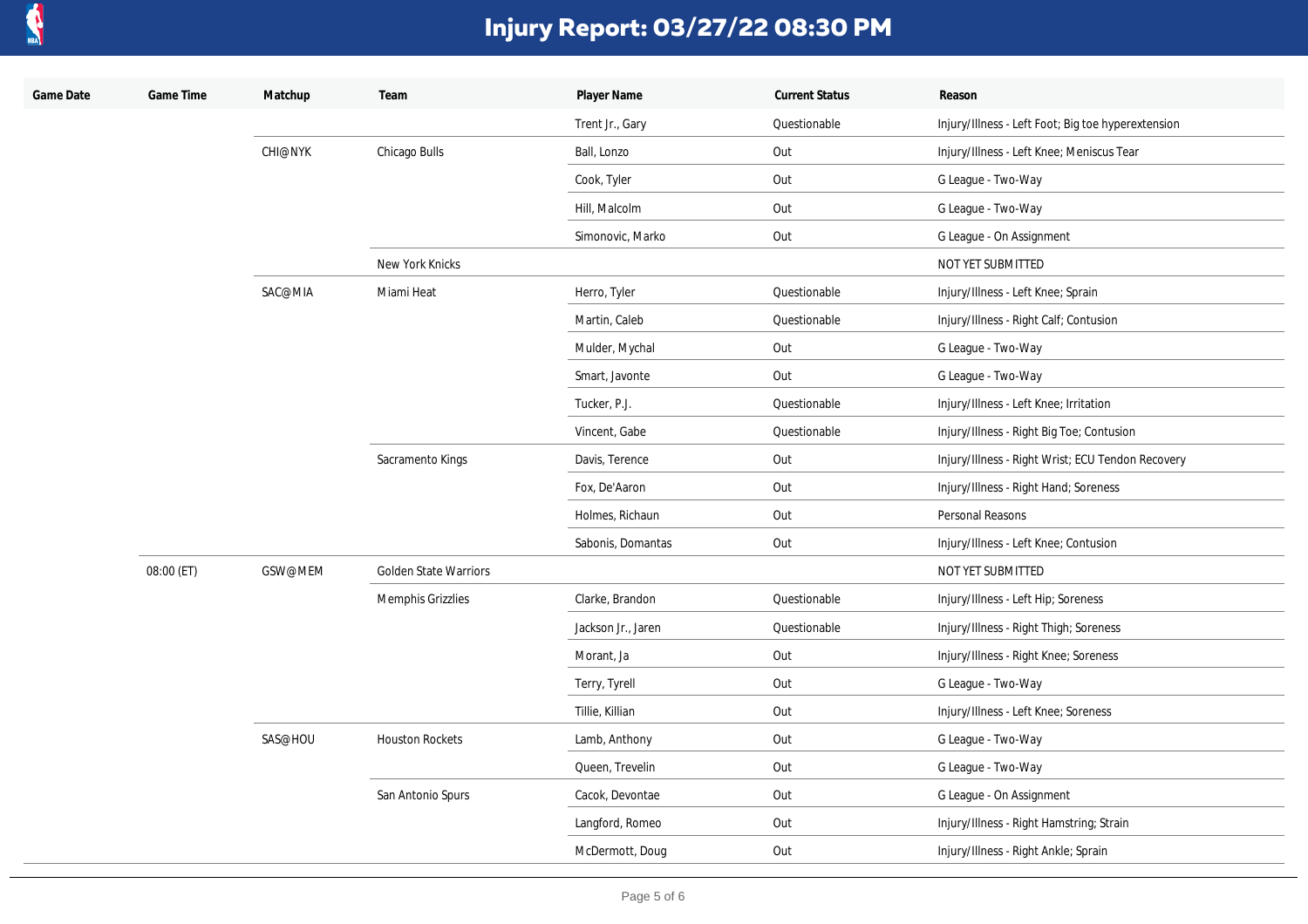# Injury Report: 03/27/22 08:30 PM

| Game Date | Game Time | Matchup | Team | Player Name | Current Status | Reason |
|---|---|---|---|---|---|---|
| | | | | Trent Jr., Gary | Questionable | Injury/Illness - Left Foot; Big toe hyperextension |
| | | CHI@NYK | Chicago Bulls | Ball, Lonzo | Out | Injury/Illness - Left Knee; Meniscus Tear |
| | | | | Cook, Tyler | Out | G League - Two-Way |
| | | | | Hill, Malcolm | Out | G League - Two-Way |
| | | | | Simonovic, Marko | Out | G League - On Assignment |
| | | | New York Knicks | | | NOT YET SUBMITTED |
| | | SAC@MIA | Miami Heat | Herro, Tyler | Questionable | Injury/Illness - Left Knee; Sprain |
| | | | | Martin, Caleb | Questionable | Injury/Illness - Right Calf; Contusion |
| | | | | Mulder, Mychal | Out | G League - Two-Way |
| | | | | Smart, Javonte | Out | G League - Two-Way |
| | | | | Tucker, P.J. | Questionable | Injury/Illness - Left Knee; Irritation |
| | | | | Vincent, Gabe | Questionable | Injury/Illness - Right Big Toe; Contusion |
| | | | Sacramento Kings | Davis, Terence | Out | Injury/Illness - Right Wrist; ECU Tendon Recovery |
| | | | | Fox, De'Aaron | Out | Injury/Illness - Right Hand; Soreness |
| | | | | Holmes, Richaun | Out | Personal Reasons |
| | | | | Sabonis, Domantas | Out | Injury/Illness - Left Knee; Contusion |
| | 08:00 (ET) | GSW@MEM | Golden State Warriors | | | NOT YET SUBMITTED |
| | | | Memphis Grizzlies | Clarke, Brandon | Questionable | Injury/Illness - Left Hip; Soreness |
| | | | | Jackson Jr., Jaren | Questionable | Injury/Illness - Right Thigh; Soreness |
| | | | | Morant, Ja | Out | Injury/Illness - Right Knee; Soreness |
| | | | | Terry, Tyrell | Out | G League - Two-Way |
| | | | | Tillie, Killian | Out | Injury/Illness - Left Knee; Soreness |
| | | SAS@HOU | Houston Rockets | Lamb, Anthony | Out | G League - Two-Way |
| | | | | Queen, Trevelin | Out | G League - Two-Way |
| | | | San Antonio Spurs | Cacok, Devontae | Out | G League - On Assignment |
| | | | | Langford, Romeo | Out | Injury/Illness - Right Hamstring; Strain |
| | | | | McDermott, Doug | Out | Injury/Illness - Right Ankle; Sprain |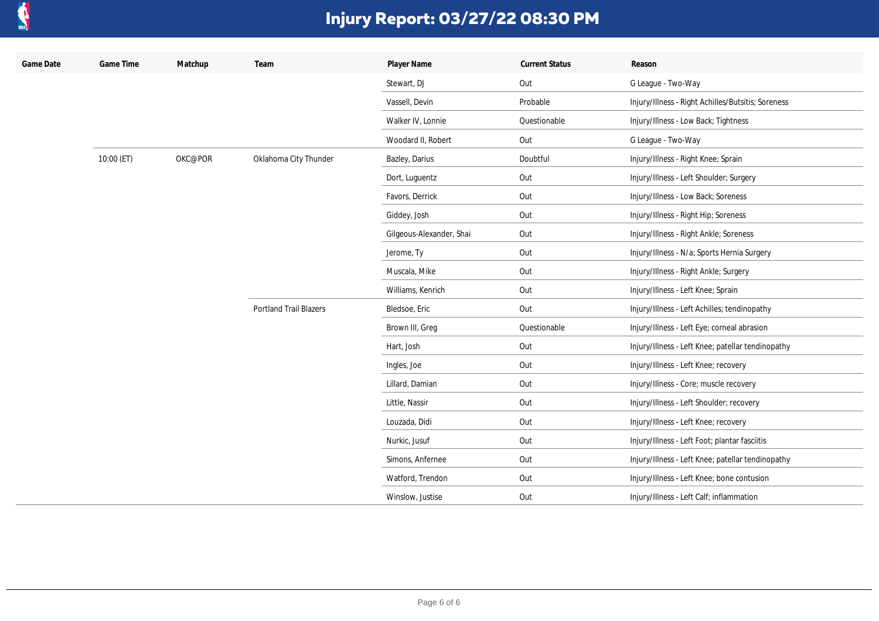# Injury Report: 03/27/22 08:30 PM

| Game Date | Game Time | Matchup | Team | Player Name | Current Status | Reason |
|---|---|---|---|---|---|---|
| | | | | Stewart, DJ | Out | G League - Two-Way |
| | | | | Vassell, Devin | Probable | Injury/Illness - Right Achilles/Butsitis; Soreness |
| | | | | Walker IV, Lonnie | Questionable | Injury/Illness - Low Back; Tightness |
| | | | | Woodard II, Robert | Out | G League - Two-Way |
| | 10:00 (ET) | OKC@POR | Oklahoma City Thunder | Bazley, Darius | Doubtful | Injury/Illness - Right Knee; Sprain |
| | | | | Dort, Luguentz | Out | Injury/Illness - Left Shoulder; Surgery |
| | | | | Favors, Derrick | Out | Injury/Illness - Low Back; Soreness |
| | | | | Giddey, Josh | Out | Injury/Illness - Right Hip; Soreness |
| | | | | Gilgeous-Alexander, Shai | Out | Injury/Illness - Right Ankle; Soreness |
| | | | | Jerome, Ty | Out | Injury/Illness - N/a; Sports Hernia Surgery |
| | | | | Muscala, Mike | Out | Injury/Illness - Right Ankle; Surgery |
| | | | | Williams, Kenrich | Out | Injury/Illness - Left Knee; Sprain |
| | | | Portland Trail Blazers | Bledsoe, Eric | Out | Injury/Illness - Left Achilles; tendinopathy |
| | | | | Brown III, Greg | Questionable | Injury/Illness - Left Eye; corneal abrasion |
| | | | | Hart, Josh | Out | Injury/Illness - Left Knee; patellar tendinopathy |
| | | | | Ingles, Joe | Out | Injury/Illness - Left Knee; recovery |
| | | | | Lillard, Damian | Out | Injury/Illness - Core; muscle recovery |
| | | | | Little, Nassir | Out | Injury/Illness - Left Shoulder; recovery |
| | | | | Louzada, Didi | Out | Injury/Illness - Left Knee; recovery |
| | | | | Nurkic, Jusuf | Out | Injury/Illness - Left Foot; plantar fasciitis |
| | | | | Simons, Anfernee | Out | Injury/Illness - Left Knee; patellar tendinopathy |
| | | | | Watford, Trendon | Out | Injury/Illness - Left Knee; bone contusion |
| | | | | Winslow, Justise | Out | Injury/Illness - Left Calf; inflammation |